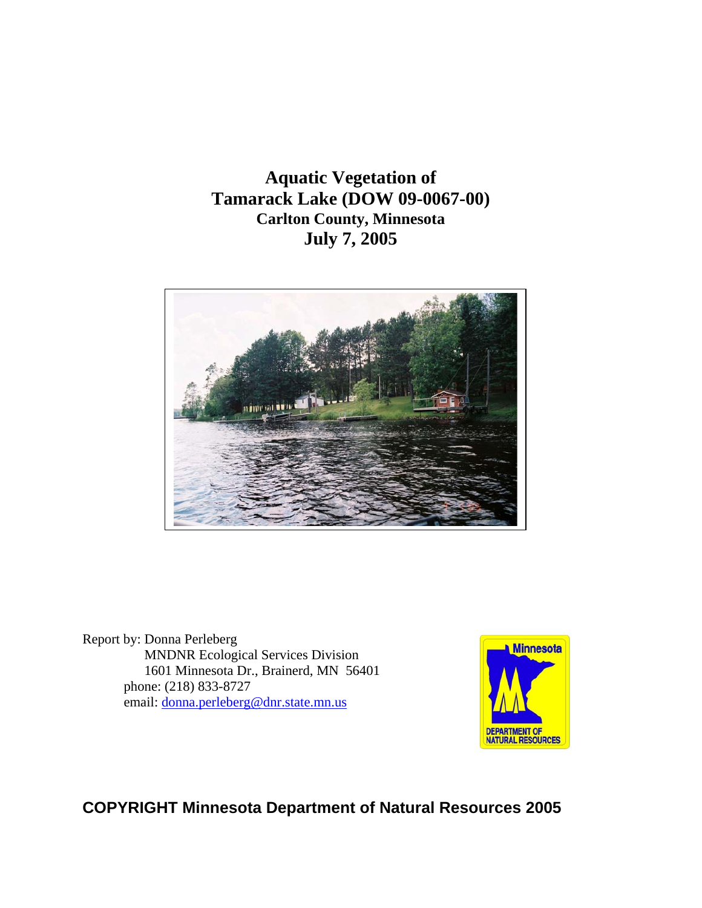# Aquatic Vegetation of Tamarack Lake (DOW 09-0067-00)

## Carlton County, Minnesota

## July 7, 2005

Report by: Donna Perleberg
MNDNR Ecological Services Division
1601 Minnesota Dr., Brainerd, MN 56401
phone: (218) 833-8727
email: donna.perleberg@dnr.state.mn.us

**COPYRIGHT Minnesota Department of Natural Resources 2005**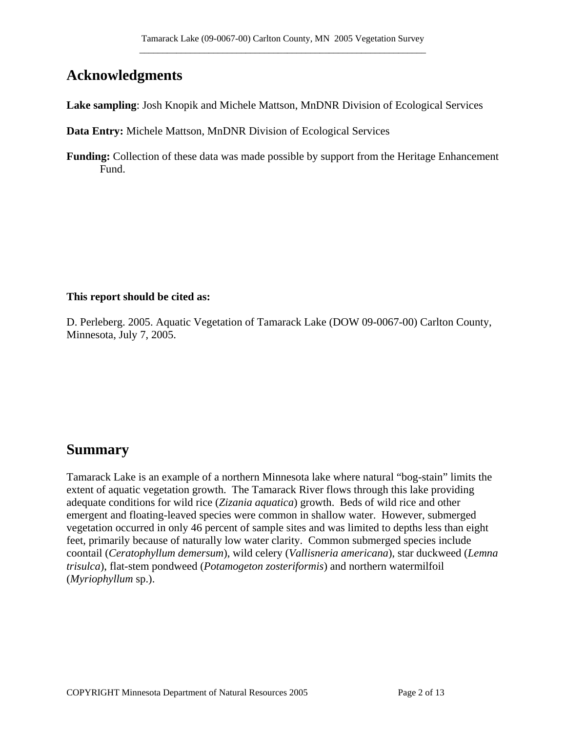## Acknowledgments

**Lake sampling**: Josh Knopik and Michele Mattson, MnDNR Division of Ecological Services

**Data Entry:** Michele Mattson, MnDNR Division of Ecological Services

**Funding:** Collection of these data was made possible by support from the Heritage Enhancement Fund.

**This report should be cited as:**

D. Perleberg. 2005. Aquatic Vegetation of Tamarack Lake (DOW 09-0067-00) Carlton County, Minnesota, July 7, 2005.

## Summary

Tamarack Lake is an example of a northern Minnesota lake where natural "bog-stain" limits the extent of aquatic vegetation growth. The Tamarack River flows through this lake providing adequate conditions for wild rice (*Zizania aquatica*) growth. Beds of wild rice and other emergent and floating-leaved species were common in shallow water. However, submerged vegetation occurred in only 46 percent of sample sites and was limited to depths less than eight feet, primarily because of naturally low water clarity. Common submerged species include coontail (*Ceratophyllum demersum*), wild celery (*Vallisneria americana*), star duckweed (*Lemna trisulca*), flat-stem pondweed (*Potamogeton zosteriformis*) and northern watermilfoil (*Myriophyllum* sp.).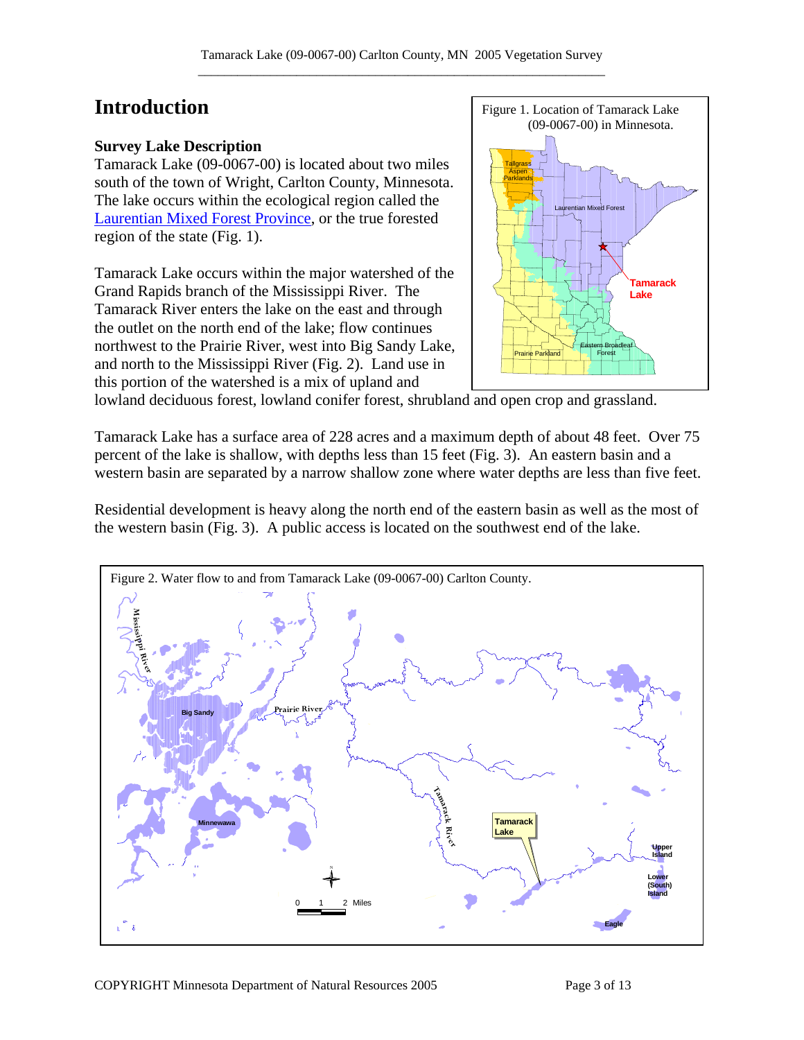# Introduction

### Survey Lake Description

Tamarack Lake (09-0067-00) is located about two miles south of the town of Wright, Carlton County, Minnesota. The lake occurs within the ecological region called the [Laurentian Mixed Forest Province](), or the true forested region of the state (Fig. 1).

Figure 1. Location of Tamarack Lake (09-0067-00) in Minnesota.

Tallgrass Aspen Parklands

Laurentian Mixed Forest

Tamarack Lake

Eastern Broadleaf Forest

Prairie Parkland

Tamarack Lake occurs within the major watershed of the Grand Rapids branch of the Mississippi River. The Tamarack River enters the lake on the east and through the outlet on the north end of the lake; flow continues northwest to the Prairie River, west into Big Sandy Lake, and north to the Mississippi River (Fig. 2). Land use in this portion of the watershed is a mix of upland and lowland deciduous forest, lowland conifer forest, shrubland and open crop and grassland.

Tamarack Lake has a surface area of 228 acres and a maximum depth of about 48 feet. Over 75 percent of the lake is shallow, with depths less than 15 feet (Fig. 3). An eastern basin and a western basin are separated by a narrow shallow zone where water depths are less than five feet.

Residential development is heavy along the north end of the eastern basin as well as the most of the western basin (Fig. 3). A public access is located on the southwest end of the lake.

Figure 2. Water flow to and from Tamarack Lake (09-0067-00) Carlton County.

Mississippi River

Big Sandy

Prairie River

Minnewawa

Tamarack River

Tamarack Lake

Upper Island

Lower (South) Island

Eagle

0 1 2 Miles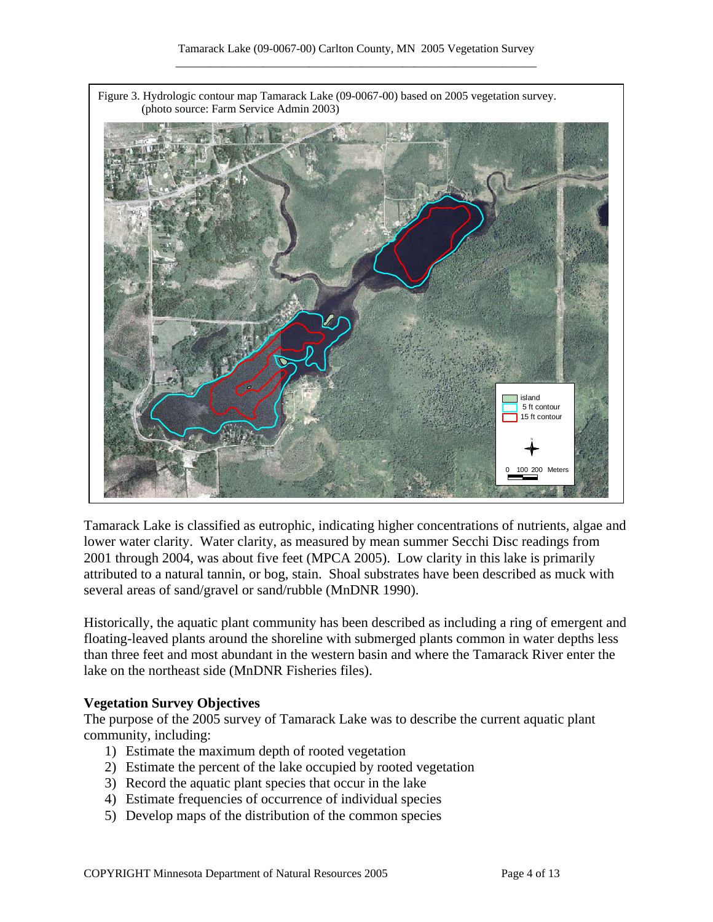Figure 3. Hydrologic contour map Tamarack Lake (09-0067-00) based on 2005 vegetation survey. (photo source: Farm Service Admin 2003)

island
5 ft contour
15 ft contour
0 100 200 Meters

Tamarack Lake is classified as eutrophic, indicating higher concentrations of nutrients, algae and lower water clarity. Water clarity, as measured by mean summer Secchi Disc readings from 2001 through 2004, was about five feet (MPCA 2005). Low clarity in this lake is primarily attributed to a natural tannin, or bog, stain. Shoal substrates have been described as muck with several areas of sand/gravel or sand/rubble (MnDNR 1990).

Historically, the aquatic plant community has been described as including a ring of emergent and floating-leaved plants around the shoreline with submerged plants common in water depths less than three feet and most abundant in the western basin and where the Tamarack River enter the lake on the northeast side (MnDNR Fisheries files).

**Vegetation Survey Objectives**

The purpose of the 2005 survey of Tamarack Lake was to describe the current aquatic plant community, including:

1) Estimate the maximum depth of rooted vegetation
2) Estimate the percent of the lake occupied by rooted vegetation
3) Record the aquatic plant species that occur in the lake
4) Estimate frequencies of occurrence of individual species
5) Develop maps of the distribution of the common species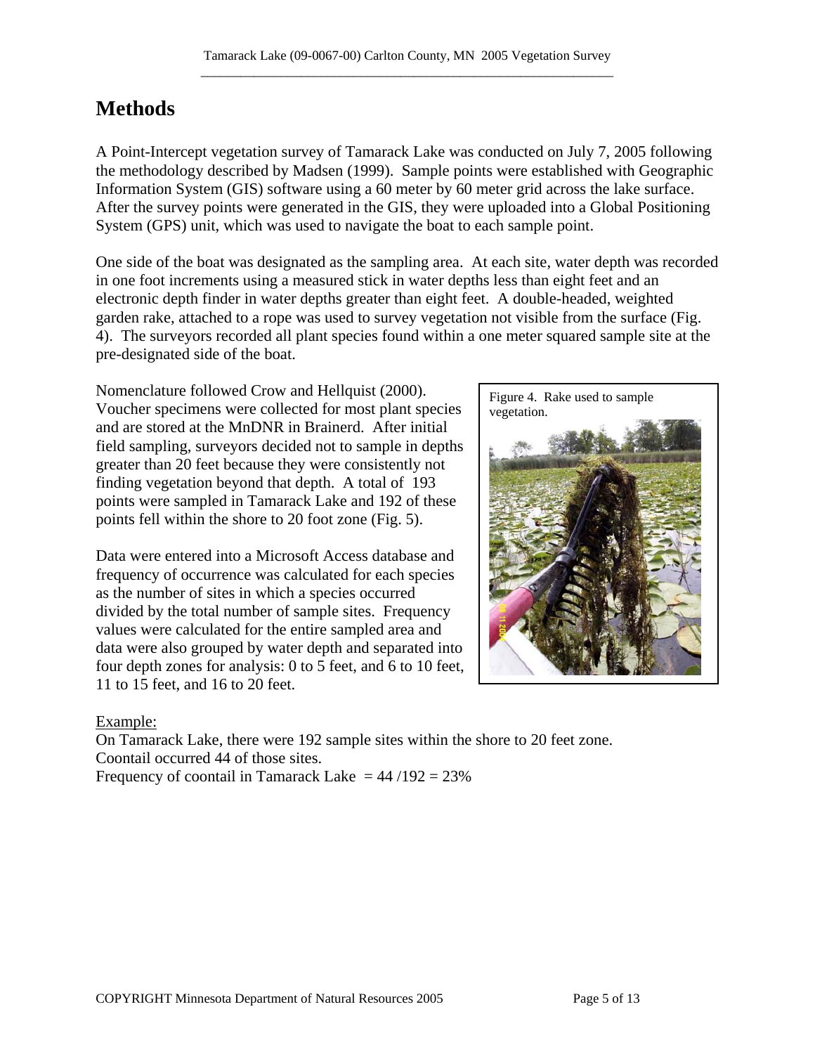# Methods

A Point-Intercept vegetation survey of Tamarack Lake was conducted on July 7, 2005 following the methodology described by Madsen (1999). Sample points were established with Geographic Information System (GIS) software using a 60 meter by 60 meter grid across the lake surface. After the survey points were generated in the GIS, they were uploaded into a Global Positioning System (GPS) unit, which was used to navigate the boat to each sample point.

One side of the boat was designated as the sampling area. At each site, water depth was recorded in one foot increments using a measured stick in water depths less than eight feet and an electronic depth finder in water depths greater than eight feet. A double-headed, weighted garden rake, attached to a rope was used to survey vegetation not visible from the surface (Fig. 4). The surveyors recorded all plant species found within a one meter squared sample site at the pre-designated side of the boat.

Nomenclature followed Crow and Hellquist (2000). Voucher specimens were collected for most plant species and are stored at the MnDNR in Brainerd. After initial field sampling, surveyors decided not to sample in depths greater than 20 feet because they were consistently not finding vegetation beyond that depth. A total of 193 points were sampled in Tamarack Lake and 192 of these points fell within the shore to 20 foot zone (Fig. 5).

Figure 4. Rake used to sample vegetation.

Data were entered into a Microsoft Access database and frequency of occurrence was calculated for each species as the number of sites in which a species occurred divided by the total number of sample sites. Frequency values were calculated for the entire sampled area and data were also grouped by water depth and separated into four depth zones for analysis: 0 to 5 feet, and 6 to 10 feet, 11 to 15 feet, and 16 to 20 feet.

Example:

On Tamarack Lake, there were 192 sample sites within the shore to 20 feet zone.
Coontail occurred 44 of those sites.
Frequency of coontail in Tamarack Lake = 44 /192 = 23%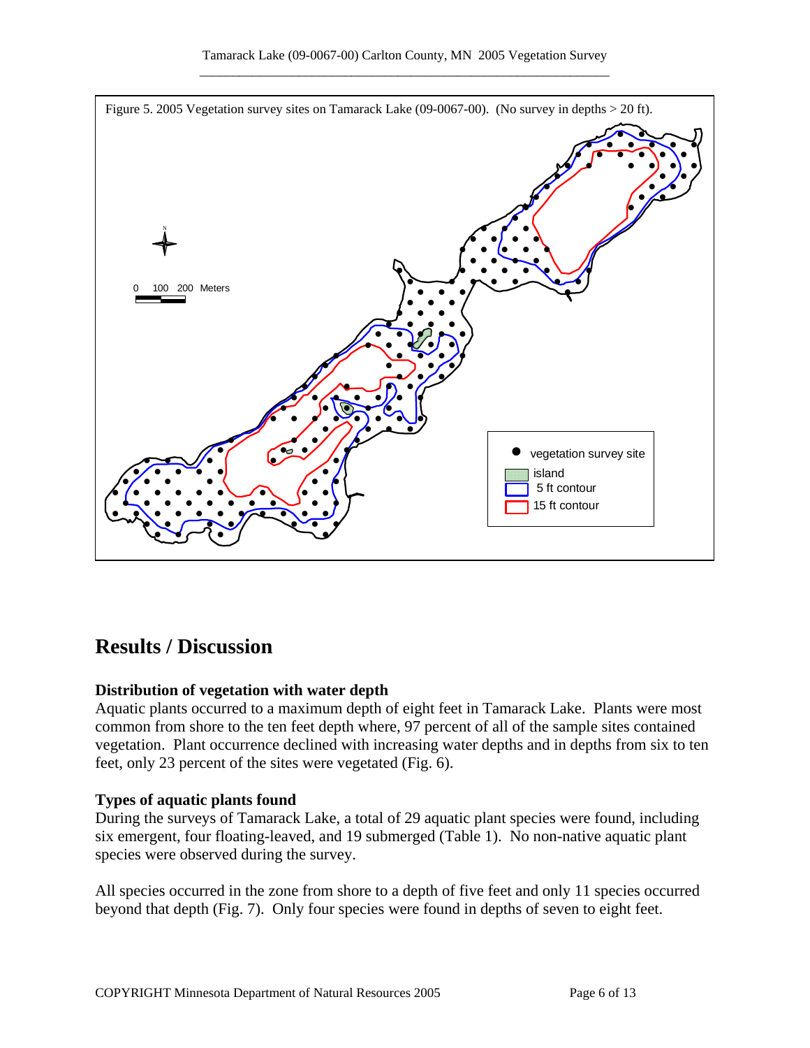Figure 5. 2005 Vegetation survey sites on Tamarack Lake (09-0067-00). (No survey in depths > 20 ft).

0 100 200 Meters

vegetation survey site
island
5 ft contour
15 ft contour

## Results / Discussion

### Distribution of vegetation with water depth

Aquatic plants occurred to a maximum depth of eight feet in Tamarack Lake. Plants were most common from shore to the ten feet depth where, 97 percent of all of the sample sites contained vegetation. Plant occurrence declined with increasing water depths and in depths from six to ten feet, only 23 percent of the sites were vegetated (Fig. 6).

### Types of aquatic plants found

During the surveys of Tamarack Lake, a total of 29 aquatic plant species were found, including six emergent, four floating-leaved, and 19 submerged (Table 1). No non-native aquatic plant species were observed during the survey.

All species occurred in the zone from shore to a depth of five feet and only 11 species occurred beyond that depth (Fig. 7). Only four species were found in depths of seven to eight feet.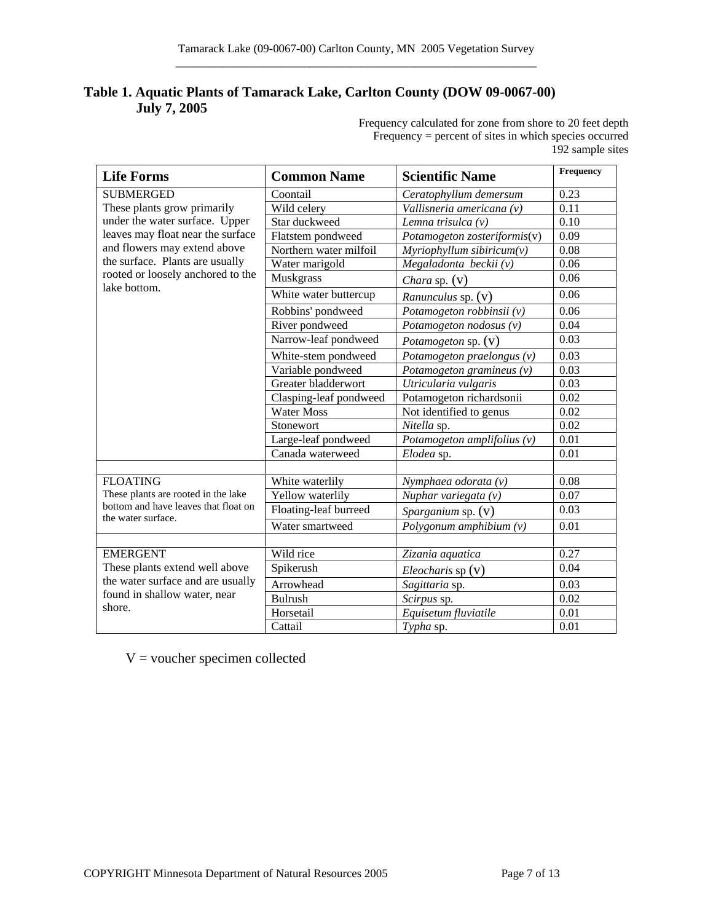## Table 1. Aquatic Plants of Tamarack Lake, Carlton County (DOW 09-0067-00) July 7, 2005

Frequency calculated for zone from shore to 20 feet depth
Frequency = percent of sites in which species occurred
192 sample sites

| Life Forms | Common Name | Scientific Name | Frequency |
|---|---|---|---|
| SUBMERGED These plants grow primarily under the water surface. Upper leaves may float near the surface and flowers may extend above the surface. Plants are usually rooted or loosely anchored to the lake bottom. | Coontail | *Ceratophyllum demersum* | 0.23 |
| | Wild celery | *Vallisneria americana (v)* | 0.11 |
| | Star duckweed | *Lemna trisulca (v)* | 0.10 |
| | Flatstem pondweed | *Potamogeton zosteriformis*(v) | 0.09 |
| | Northern water milfoil | *Myriophyllum sibiricum(v)* | 0.08 |
| | Water marigold | *Megaladonta beckii (v)* | 0.06 |
| | Muskgrass | *Chara* sp. (v) | 0.06 |
| | White water buttercup | *Ranunculus* sp. (v) | 0.06 |
| | Robbins' pondweed | *Potamogeton robbinsii (v)* | 0.06 |
| | River pondweed | *Potamogeton nodosus (v)* | 0.04 |
| | Narrow-leaf pondweed | *Potamogeton* sp. (v) | 0.03 |
| | White-stem pondweed | *Potamogeton praelongus (v)* | 0.03 |
| | Variable pondweed | *Potamogeton gramineus (v)* | 0.03 |
| | Greater bladderwort | *Utricularia vulgaris* | 0.03 |
| | Clasping-leaf pondweed | Potamogeton richardsonii | 0.02 |
| | Water Moss | Not identified to genus | 0.02 |
| | Stonewort | *Nitella* sp. | 0.02 |
| | Large-leaf pondweed | *Potamogeton amplifolius (v)* | 0.01 |
| | Canada waterweed | *Elodea* sp. | 0.01 |
| | | | |
| FLOATING These plants are rooted in the lake bottom and have leaves that float on the water surface. | White waterlily | *Nymphaea odorata (v)* | 0.08 |
| | Yellow waterlily | *Nuphar variegata (v)* | 0.07 |
| | Floating-leaf burreed | *Sparganium* sp. (v) | 0.03 |
| | Water smartweed | *Polygonum amphibium (v)* | 0.01 |
| | | | |
| EMERGENT These plants extend well above the water surface and are usually found in shallow water, near shore. | Wild rice | *Zizania aquatica* | 0.27 |
| | Spikerush | *Eleocharis* sp (v) | 0.04 |
| | Arrowhead | *Sagittaria* sp. | 0.03 |
| | Bulrush | *Scirpus* sp. | 0.02 |
| | Horsetail | *Equisetum fluviatile* | 0.01 |
| | Cattail | *Typha* sp. | 0.01 |

V = voucher specimen collected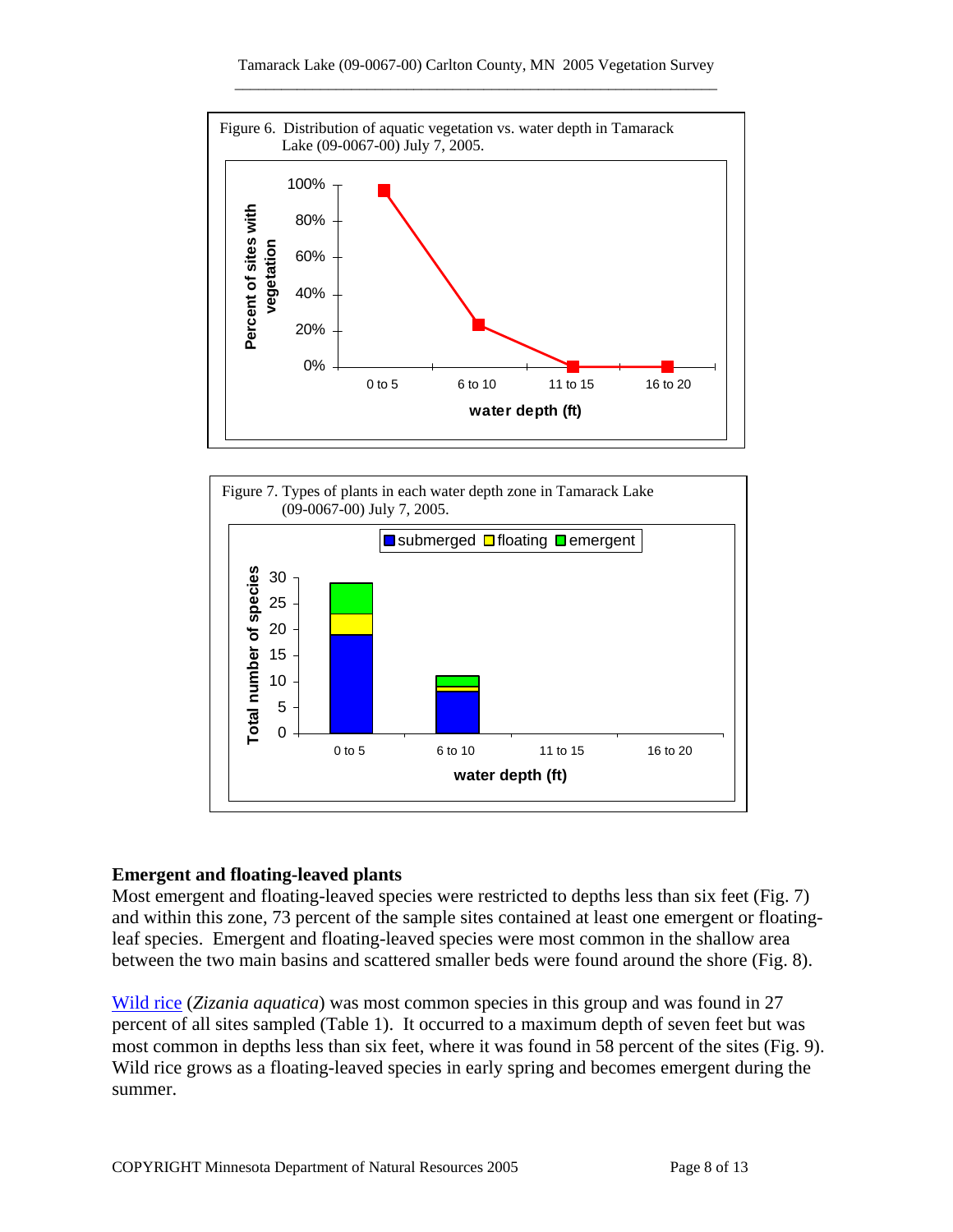Figure 6. Distribution of aquatic vegetation vs. water depth in Tamarack Lake (09-0067-00) July 7, 2005.

Percent of sites with vegetation

100%
80%
60%
40%
20%
0%

0 to 5
6 to 10
11 to 15
16 to 20

water depth (ft)

Figure 7. Types of plants in each water depth zone in Tamarack Lake (09-0067-00) July 7, 2005.

submerged floating emergent

Total number of species

30
25
20
15
10
5
0

0 to 5
6 to 10
11 to 15
16 to 20

water depth (ft)

## Emergent and floating-leaved plants

Most emergent and floating-leaved species were restricted to depths less than six feet (Fig. 7) and within this zone, 73 percent of the sample sites contained at least one emergent or floating-leaf species. Emergent and floating-leaved species were most common in the shallow area between the two main basins and scattered smaller beds were found around the shore (Fig. 8).

Wild rice (*Zizania aquatica*) was most common species in this group and was found in 27 percent of all sites sampled (Table 1). It occurred to a maximum depth of seven feet but was most common in depths less than six feet, where it was found in 58 percent of the sites (Fig. 9). Wild rice grows as a floating-leaved species in early spring and becomes emergent during the summer.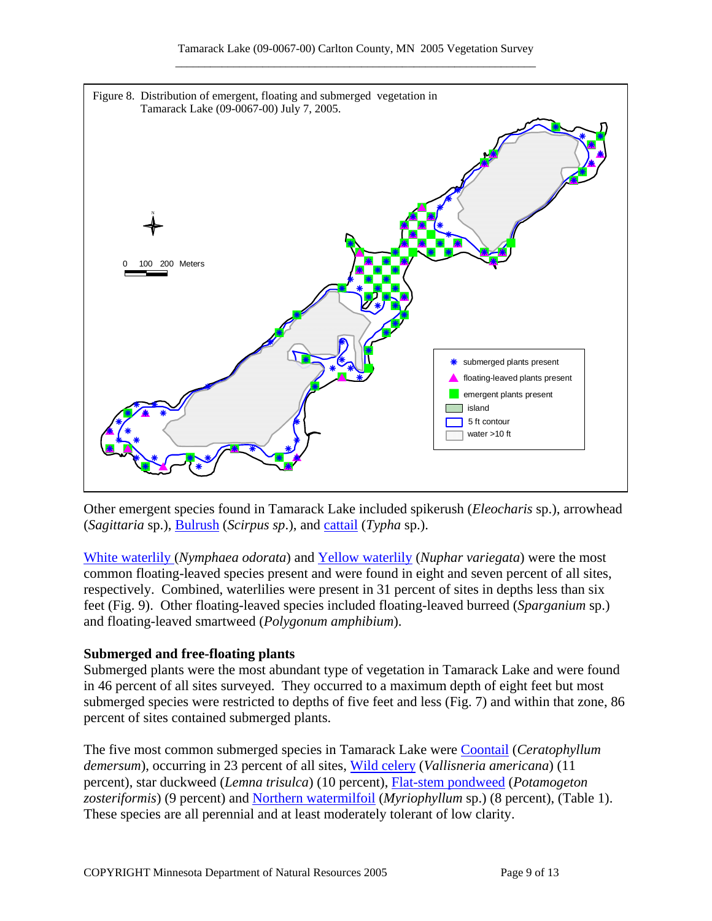Figure 8. Distribution of emergent, floating and submerged vegetation in Tamarack Lake (09-0067-00) July 7, 2005.

N

0 100 200 Meters

submerged plants present

floating-leaved plants present

emergent plants present

island

5 ft contour

water >10 ft

Other emergent species found in Tamarack Lake included spikerush (*Eleocharis* sp.), arrowhead (*Sagittaria* sp.), Bulrush (*Scirpus sp*.), and cattail (*Typha* sp.).

White waterlily (*Nymphaea odorata*) and Yellow waterlily (*Nuphar variegata*) were the most common floating-leaved species present and were found in eight and seven percent of all sites, respectively. Combined, waterlilies were present in 31 percent of sites in depths less than six feet (Fig. 9). Other floating-leaved species included floating-leaved burreed (*Sparganium* sp.) and floating-leaved smartweed (*Polygonum amphibium*).

### Submerged and free-floating plants

Submerged plants were the most abundant type of vegetation in Tamarack Lake and were found in 46 percent of all sites surveyed. They occurred to a maximum depth of eight feet but most submerged species were restricted to depths of five feet and less (Fig. 7) and within that zone, 86 percent of sites contained submerged plants.

The five most common submerged species in Tamarack Lake were Coontail (*Ceratophyllum demersum*), occurring in 23 percent of all sites, Wild celery (*Vallisneria americana*) (11 percent), star duckweed (*Lemna trisulca*) (10 percent), Flat-stem pondweed (*Potamogeton zosteriformis*) (9 percent) and Northern watermilfoil (*Myriophyllum* sp.) (8 percent), (Table 1). These species are all perennial and at least moderately tolerant of low clarity.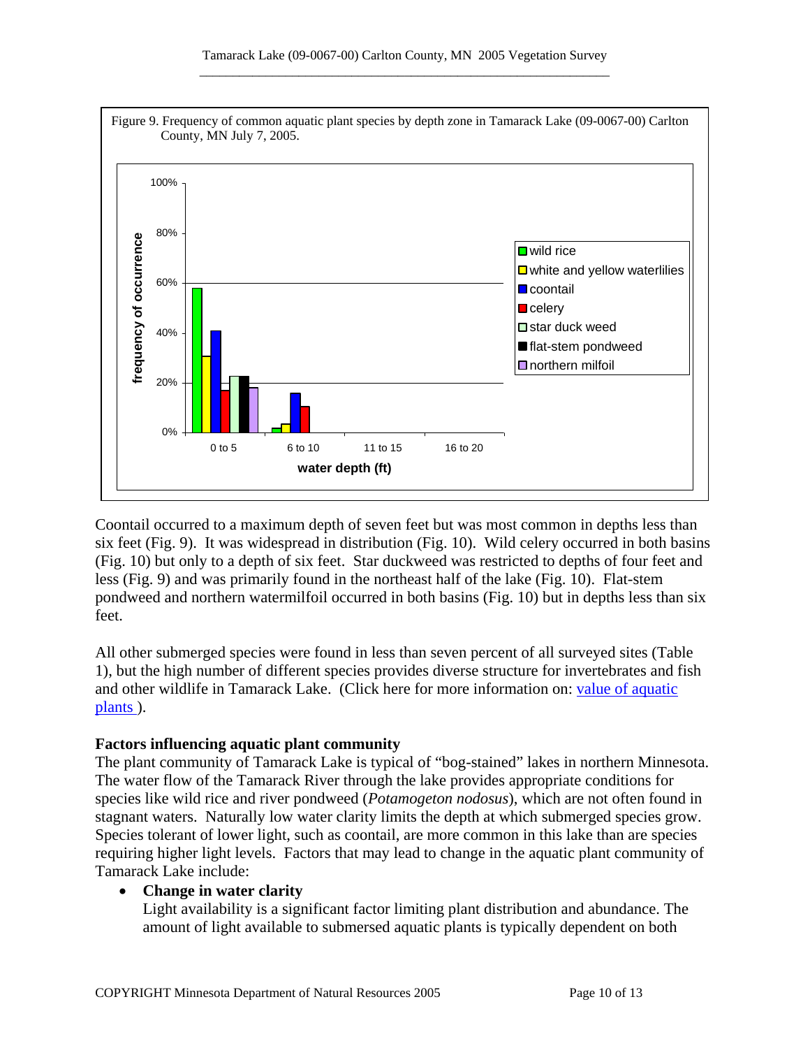Figure 9. Frequency of common aquatic plant species by depth zone in Tamarack Lake (09-0067-00) Carlton County, MN July 7, 2005.

frequency of occurrence

100%
80%
60%
40%
20%
0%

0 to 5
6 to 10
11 to 15
16 to 20

water depth (ft)

wild rice
white and yellow waterlilies
coontail
celery
star duck weed
flat-stem pondweed
northern milfoil

Coontail occurred to a maximum depth of seven feet but was most common in depths less than six feet (Fig. 9). It was widespread in distribution (Fig. 10). Wild celery occurred in both basins (Fig. 10) but only to a depth of six feet. Star duckweed was restricted to depths of four feet and less (Fig. 9) and was primarily found in the northeast half of the lake (Fig. 10). Flat-stem pondweed and northern watermilfoil occurred in both basins (Fig. 10) but in depths less than six feet.

All other submerged species were found in less than seven percent of all surveyed sites (Table 1), but the high number of different species provides diverse structure for invertebrates and fish and other wildlife in Tamarack Lake. (Click here for more information on: value of aquatic plants ).

**Factors influencing aquatic plant community**

The plant community of Tamarack Lake is typical of "bog-stained" lakes in northern Minnesota. The water flow of the Tamarack River through the lake provides appropriate conditions for species like wild rice and river pondweed (*Potamogeton nodosus*), which are not often found in stagnant waters. Naturally low water clarity limits the depth at which submerged species grow. Species tolerant of lower light, such as coontail, are more common in this lake than are species requiring higher light levels. Factors that may lead to change in the aquatic plant community of Tamarack Lake include:

- **Change in water clarity**
  Light availability is a significant factor limiting plant distribution and abundance. The amount of light available to submersed aquatic plants is typically dependent on both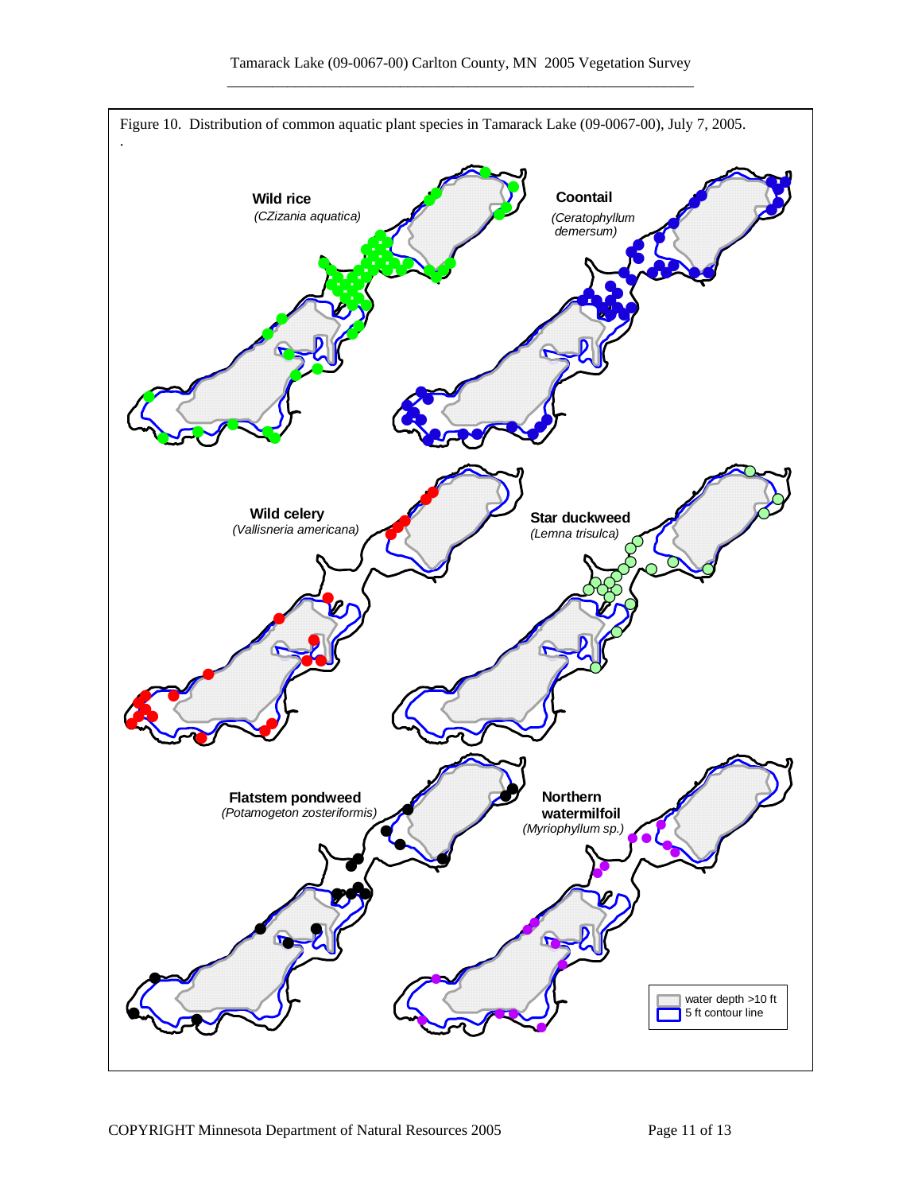Figure 10. Distribution of common aquatic plant species in Tamarack Lake (09-0067-00), July 7, 2005.

.

**Wild rice**
*(CZizania aquatica)*

**Coontail**
*(Ceratophyllum demersum)*

**Wild celery**
*(Vallisneria americana)*

**Star duckweed**
*(Lemna trisulca)*

**Flatstem pondweed**
*(Potamogeton zosteriformis)*

**Northern watermilfoil**
*(Myriophyllum sp.)*

water depth >10 ft
5 ft contour line

COPYRIGHT Minnesota Department of Natural Resources 2005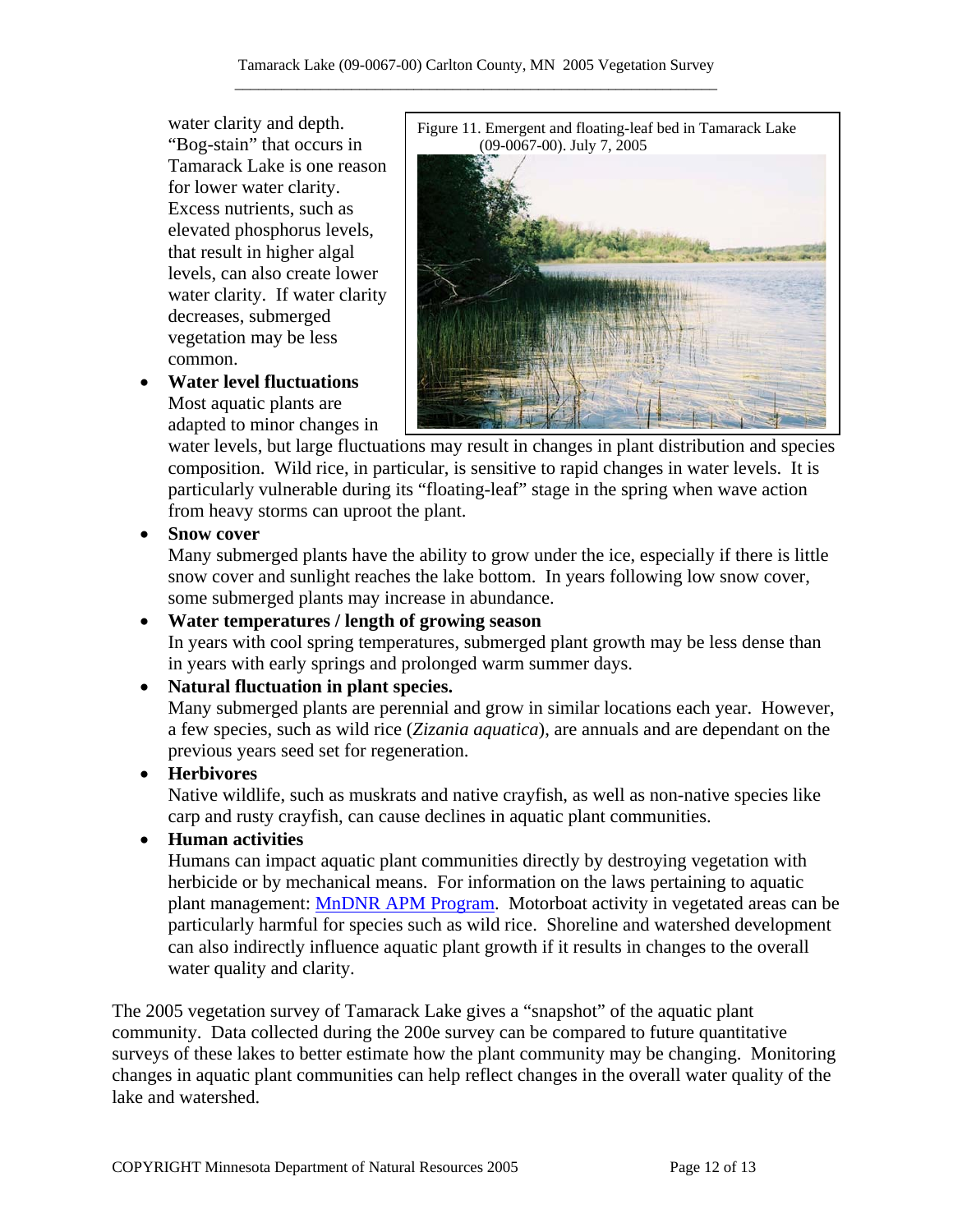water clarity and depth. "Bog-stain" that occurs in Tamarack Lake is one reason for lower water clarity. Excess nutrients, such as elevated phosphorus levels, that result in higher algal levels, can also create lower water clarity. If water clarity decreases, submerged vegetation may be less common.

Figure 11. Emergent and floating-leaf bed in Tamarack Lake (09-0067-00). July 7, 2005

- **Water level fluctuations**
  Most aquatic plants are adapted to minor changes in water levels, but large fluctuations may result in changes in plant distribution and species composition. Wild rice, in particular, is sensitive to rapid changes in water levels. It is particularly vulnerable during its "floating-leaf" stage in the spring when wave action from heavy storms can uproot the plant.
- **Snow cover**
  Many submerged plants have the ability to grow under the ice, especially if there is little snow cover and sunlight reaches the lake bottom. In years following low snow cover, some submerged plants may increase in abundance.
- **Water temperatures / length of growing season**
  In years with cool spring temperatures, submerged plant growth may be less dense than in years with early springs and prolonged warm summer days.
- **Natural fluctuation in plant species.**
  Many submerged plants are perennial and grow in similar locations each year. However, a few species, such as wild rice (*Zizania aquatica*), are annuals and are dependant on the previous years seed set for regeneration.
- **Herbivores**
  Native wildlife, such as muskrats and native crayfish, as well as non-native species like carp and rusty crayfish, can cause declines in aquatic plant communities.
- **Human activities**
  Humans can impact aquatic plant communities directly by destroying vegetation with herbicide or by mechanical means. For information on the laws pertaining to aquatic plant management: MnDNR APM Program. Motorboat activity in vegetated areas can be particularly harmful for species such as wild rice. Shoreline and watershed development can also indirectly influence aquatic plant growth if it results in changes to the overall water quality and clarity.

The 2005 vegetation survey of Tamarack Lake gives a "snapshot" of the aquatic plant community. Data collected during the 200e survey can be compared to future quantitative surveys of these lakes to better estimate how the plant community may be changing. Monitoring changes in aquatic plant communities can help reflect changes in the overall water quality of the lake and watershed.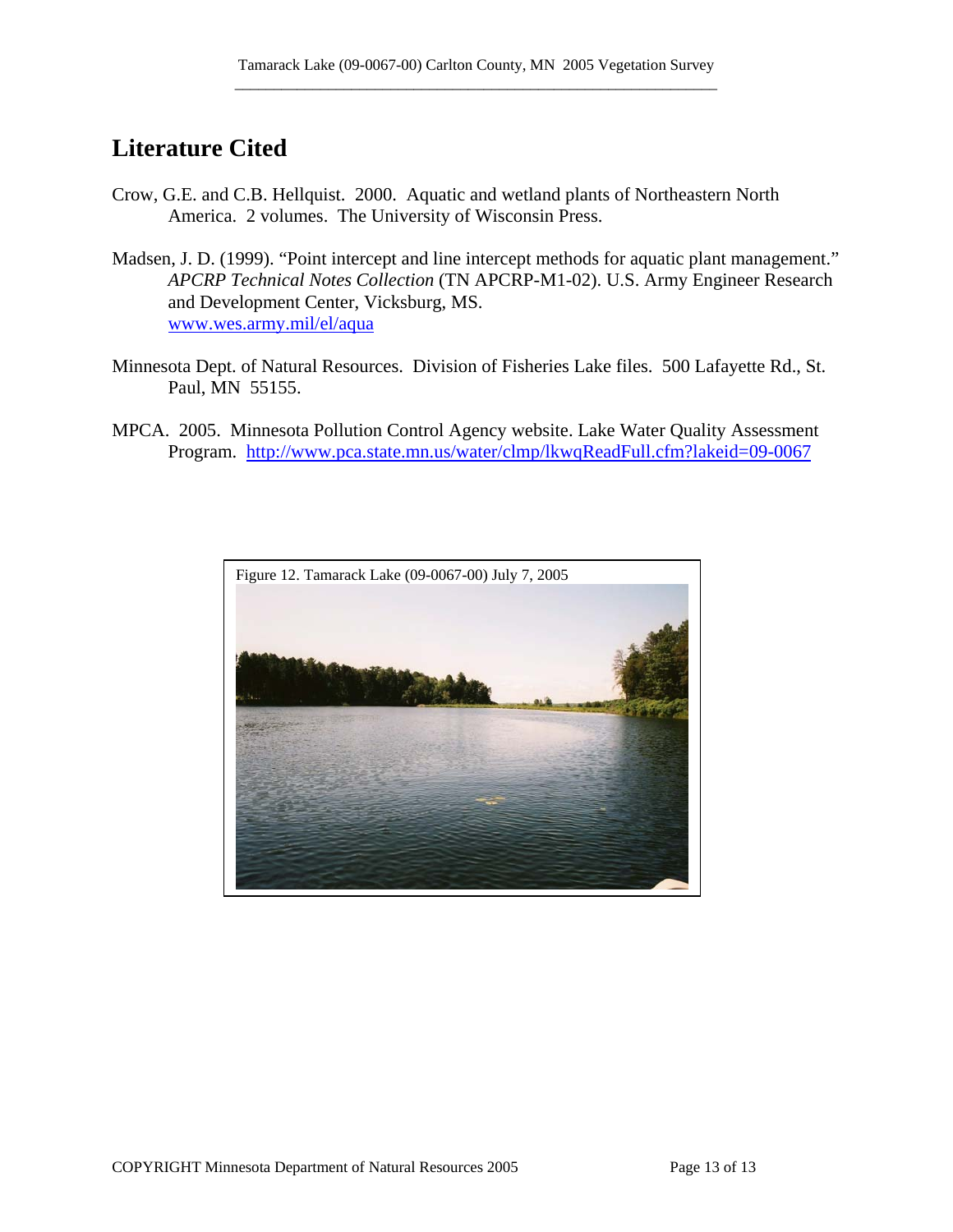# Literature Cited

Crow, G.E. and C.B. Hellquist. 2000. Aquatic and wetland plants of Northeastern North America. 2 volumes. The University of Wisconsin Press.

Madsen, J. D. (1999). "Point intercept and line intercept methods for aquatic plant management." *APCRP Technical Notes Collection* (TN APCRP-M1-02). U.S. Army Engineer Research and Development Center, Vicksburg, MS. www.wes.army.mil/el/aqua

Minnesota Dept. of Natural Resources. Division of Fisheries Lake files. 500 Lafayette Rd., St. Paul, MN 55155.

MPCA. 2005. Minnesota Pollution Control Agency website. Lake Water Quality Assessment Program. http://www.pca.state.mn.us/water/clmp/lkwqReadFull.cfm?lakeid=09-0067

Figure 12. Tamarack Lake (09-0067-00) July 7, 2005